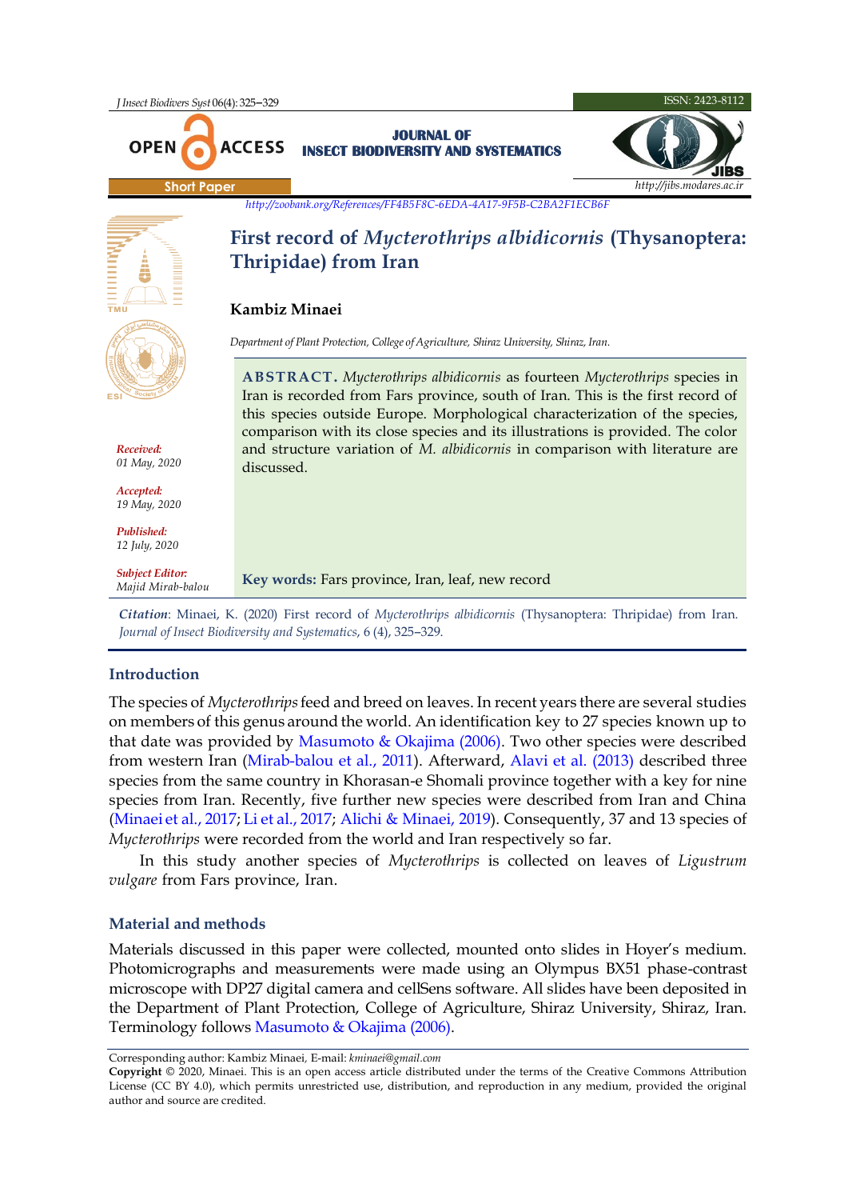Short Paper

http://zoobank.org/References/FF4B5F8C-6EDA-4A17-9F5B-C2BA2F1ECB6F

# First record of *Mycterothrips albidicornis* (Thysanoptera: Thripidae) from Iran

**Kambiz Minaei**

*Department of Plant Protection, College of Agriculture, Shiraz University, Shiraz, Iran.*

*Received:* 01 May, 2020

*Accepted:* 19 May, 2020

*Published:* 12 July, 2020

*Subject Editor:* Majid Mirab-balou

**ABSTRACT.** *Mycterothrips albidicornis* as fourteen *Mycterothrips* species in Iran is recorded from Fars province, south of Iran. This is the first record of this species outside Europe. Morphological characterization of the species, comparison with its close species and its illustrations is provided. The color and structure variation of *M. albidicornis* in comparison with literature are discussed.

**Key words:** Fars province, Iran, leaf, new record

***Citation***: Minaei, K. (2020) First record of *Mycterothrips albidicornis* (Thysanoptera: Thripidae) from Iran. *Journal of Insect Biodiversity and Systematics*, 6 (4), 325–329.

## Introduction

The species of *Mycterothrips* feed and breed on leaves. In recent years there are several studies on members of this genus around the world. An identification key to 27 species known up to that date was provided by Masumoto & Okajima (2006). Two other species were described from western Iran (Mirab-balou et al., 2011). Afterward, Alavi et al. (2013) described three species from the same country in Khorasan-e Shomali province together with a key for nine species from Iran. Recently, five further new species were described from Iran and China (Minaei et al., 2017; Li et al., 2017; Alichi & Minaei, 2019). Consequently, 37 and 13 species of *Mycterothrips* were recorded from the world and Iran respectively so far.

In this study another species of *Mycterothrips* is collected on leaves of *Ligustrum vulgare* from Fars province, Iran.

## Material and methods

Materials discussed in this paper were collected, mounted onto slides in Hoyer's medium. Photomicrographs and measurements were made using an Olympus BX51 phase-contrast microscope with DP27 digital camera and cellSens software. All slides have been deposited in the Department of Plant Protection, College of Agriculture, Shiraz University, Shiraz, Iran. Terminology follows Masumoto & Okajima (2006).

Corresponding author: Kambiz Minaei, E-mail: kminaei@gmail.com

**Copyright** © 2020, Minaei. This is an open access article distributed under the terms of the Creative Commons Attribution License (CC BY 4.0), which permits unrestricted use, distribution, and reproduction in any medium, provided the original author and source are credited.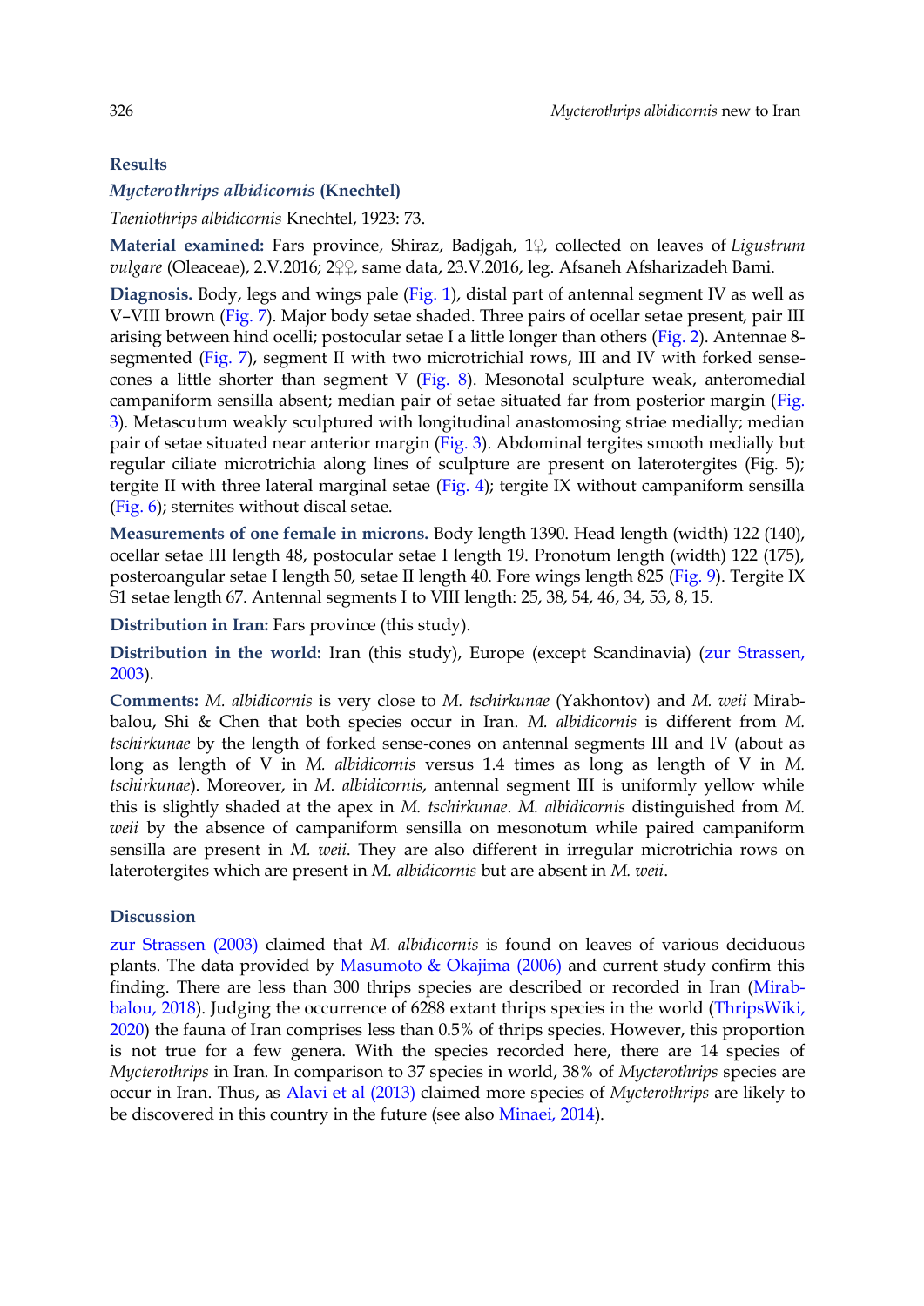## Results

### *Mycterothrips albidicornis* (Knechtel)

*Taeniothrips albidicornis* Knechtel, 1923: 73.

**Material examined:** Fars province, Shiraz, Badjgah, 1♀, collected on leaves of *Ligustrum vulgare* (Oleaceae), 2.V.2016; 2♀♀, same data, 23.V.2016, leg. Afsaneh Afsharizadeh Bami.

**Diagnosis.** Body, legs and wings pale (Fig. 1), distal part of antennal segment IV as well as V–VIII brown (Fig. 7). Major body setae shaded. Three pairs of ocellar setae present, pair III arising between hind ocelli; postocular setae I a little longer than others (Fig. 2). Antennae 8-segmented (Fig. 7), segment II with two microtrichial rows, III and IV with forked sense-cones a little shorter than segment V (Fig. 8). Mesonotal sculpture weak, anteromedial campaniform sensilla absent; median pair of setae situated far from posterior margin (Fig. 3). Metascutum weakly sculptured with longitudinal anastomosing striae medially; median pair of setae situated near anterior margin (Fig. 3). Abdominal tergites smooth medially but regular ciliate microtrichia along lines of sculpture are present on laterotergites (Fig. 5); tergite II with three lateral marginal setae (Fig. 4); tergite IX without campaniform sensilla (Fig. 6); sternites without discal setae.

**Measurements of one female in microns.** Body length 1390. Head length (width) 122 (140), ocellar setae III length 48, postocular setae I length 19. Pronotum length (width) 122 (175), posteroangular setae I length 50, setae II length 40. Fore wings length 825 (Fig. 9). Tergite IX S1 setae length 67. Antennal segments I to VIII length: 25, 38, 54, 46, 34, 53, 8, 15.

**Distribution in Iran:** Fars province (this study).

**Distribution in the world:** Iran (this study), Europe (except Scandinavia) (zur Strassen, 2003).

**Comments:** *M. albidicornis* is very close to *M. tschirkunae* (Yakhontov) and *M. weii* Mirab-balou, Shi & Chen that both species occur in Iran. *M. albidicornis* is different from *M. tschirkunae* by the length of forked sense-cones on antennal segments III and IV (about as long as length of V in *M. albidicornis* versus 1.4 times as long as length of V in *M. tschirkunae*). Moreover, in *M. albidicornis*, antennal segment III is uniformly yellow while this is slightly shaded at the apex in *M. tschirkunae*. *M. albidicornis* distinguished from *M. weii* by the absence of campaniform sensilla on mesonotum while paired campaniform sensilla are present in *M. weii*. They are also different in irregular microtrichia rows on laterotergites which are present in *M. albidicornis* but are absent in *M. weii*.

## Discussion

zur Strassen (2003) claimed that *M. albidicornis* is found on leaves of various deciduous plants. The data provided by Masumoto & Okajima (2006) and current study confirm this finding. There are less than 300 thrips species are described or recorded in Iran (Mirab-balou, 2018). Judging the occurrence of 6288 extant thrips species in the world (ThripsWiki, 2020) the fauna of Iran comprises less than 0.5% of thrips species. However, this proportion is not true for a few genera. With the species recorded here, there are 14 species of *Mycterothrips* in Iran. In comparison to 37 species in world, 38% of *Mycterothrips* species are occur in Iran. Thus, as Alavi et al (2013) claimed more species of *Mycterothrips* are likely to be discovered in this country in the future (see also Minaei, 2014).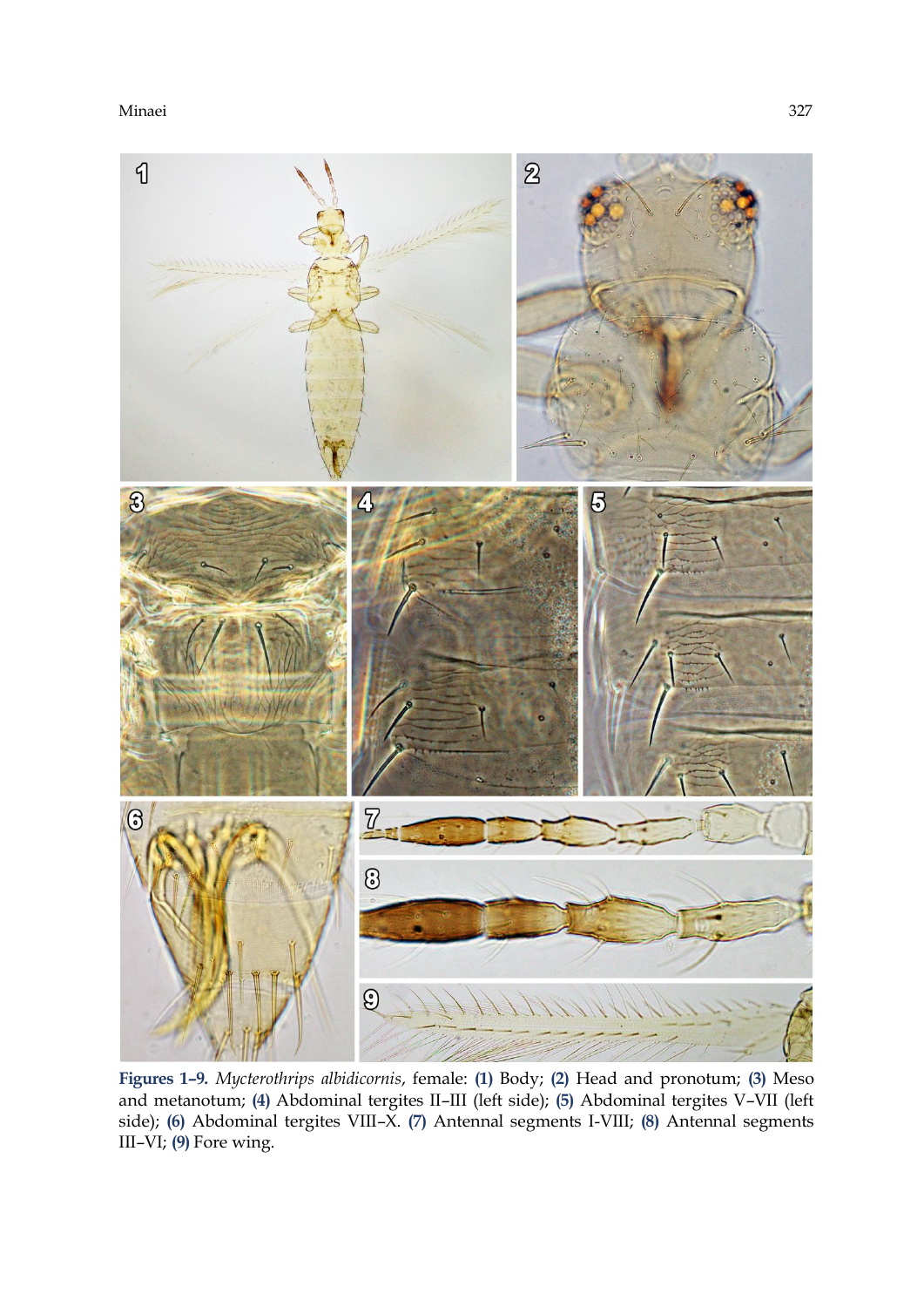**Figures 1–9.** *Mycterothrips albidicornis*, female: **(1)** Body; **(2)** Head and pronotum; **(3)** Meso and metanotum; **(4)** Abdominal tergites II–III (left side); **(5)** Abdominal tergites V–VII (left side); **(6)** Abdominal tergites VIII–X. **(7)** Antennal segments I-VIII; **(8)** Antennal segments III–VI; **(9)** Fore wing.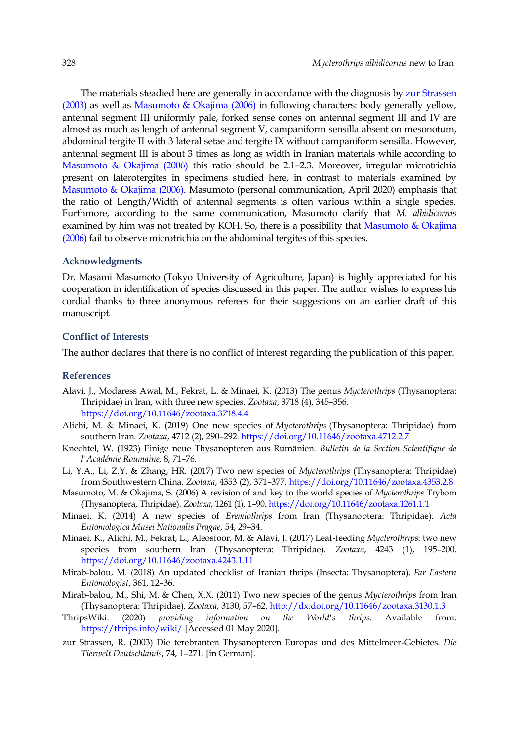The materials steadied here are generally in accordance with the diagnosis by zur Strassen (2003) as well as Masumoto & Okajima (2006) in following characters: body generally yellow, antennal segment III uniformly pale, forked sense cones on antennal segment III and IV are almost as much as length of antennal segment V, campaniform sensilla absent on mesonotum, abdominal tergite II with 3 lateral setae and tergite IX without campaniform sensilla. However, antennal segment III is about 3 times as long as width in Iranian materials while according to Masumoto & Okajima (2006) this ratio should be 2.1–2.3. Moreover, irregular microtrichia present on laterotergites in specimens studied here, in contrast to materials examined by Masumoto & Okajima (2006). Masumoto (personal communication, April 2020) emphasis that the ratio of Length/Width of antennal segments is often various within a single species. Furthmore, according to the same communication, Masumoto clarify that *M. albidicornis* examined by him was not treated by KOH. So, there is a possibility that Masumoto & Okajima (2006) fail to observe microtrichia on the abdominal tergites of this species.

## Acknowledgments

Dr. Masami Masumoto (Tokyo University of Agriculture, Japan) is highly appreciated for his cooperation in identification of species discussed in this paper. The author wishes to express his cordial thanks to three anonymous referees for their suggestions on an earlier draft of this manuscript.

## Conflict of Interests

The author declares that there is no conflict of interest regarding the publication of this paper.

## References

Alavi, J., Modaress Awal, M., Fekrat, L. & Minaei, K. (2013) The genus *Mycterothrips* (Thysanoptera: Thripidae) in Iran, with three new species. *Zootaxa*, 3718 (4), 345–356. https://doi.org/10.11646/zootaxa.3718.4.4

Alichi, M. & Minaei, K. (2019) One new species of *Mycterothrips* (Thysanoptera: Thripidae) from southern Iran. *Zootaxa*, 4712 (2), 290–292. https://doi.org/10.11646/zootaxa.4712.2.7

Knechtel, W. (1923) Einige neue Thysanopteren aus Rumänien. *Bulletin de la Section Scientifique de l'Académie Roumaine,* 8, 71–76.

Li, Y.A., Li, Z.Y. & Zhang, HR. (2017) Two new species of *Mycterothrips* (Thysanoptera: Thripidae) from Southwestern China. *Zootaxa*, 4353 (2), 371–377. https://doi.org/10.11646/zootaxa.4353.2.8

Masumoto, M. & Okajima, S. (2006) A revision of and key to the world species of *Mycterothrips* Trybom (Thysanoptera, Thripidae). *Zootaxa*, 1261 (1), 1–90. https://doi.org/10.11646/zootaxa.1261.1.1

Minaei, K. (2014) A new species of *Eremiothrips* from Iran (Thysanoptera: Thripidae). *Acta Entomologica Musei Nationalis Pragae*, 54, 29–34.

Minaei, K., Alichi, M., Fekrat, L., Aleosfoor, M. & Alavi, J. (2017) Leaf-feeding *Mycterothrips*: two new species from southern Iran (Thysanoptera: Thripidae). *Zootaxa*, 4243 (1), 195–200. https://doi.org/10.11646/zootaxa.4243.1.11

Mirab-balou, M. (2018) An updated checklist of Iranian thrips (Insecta: Thysanoptera). *Far Eastern Entomologist*, 361, 12–36.

Mirab-balou, M., Shi, M. & Chen, X.X. (2011) Two new species of the genus *Mycterothrips* from Iran (Thysanoptera: Thripidae). *Zootaxa*, 3130, 57–62. http://dx.doi.org/10.11646/zootaxa.3130.1.3

ThripsWiki. (2020) *providing information on the World's thrips.* Available from: https://thrips.info/wiki/ [Accessed 01 May 2020].

zur Strassen, R. (2003) Die terebranten Thysanopteren Europas und des Mittelmeer-Gebietes. *Die Tierwelt Deutschlands*, 74, 1–271. [in German].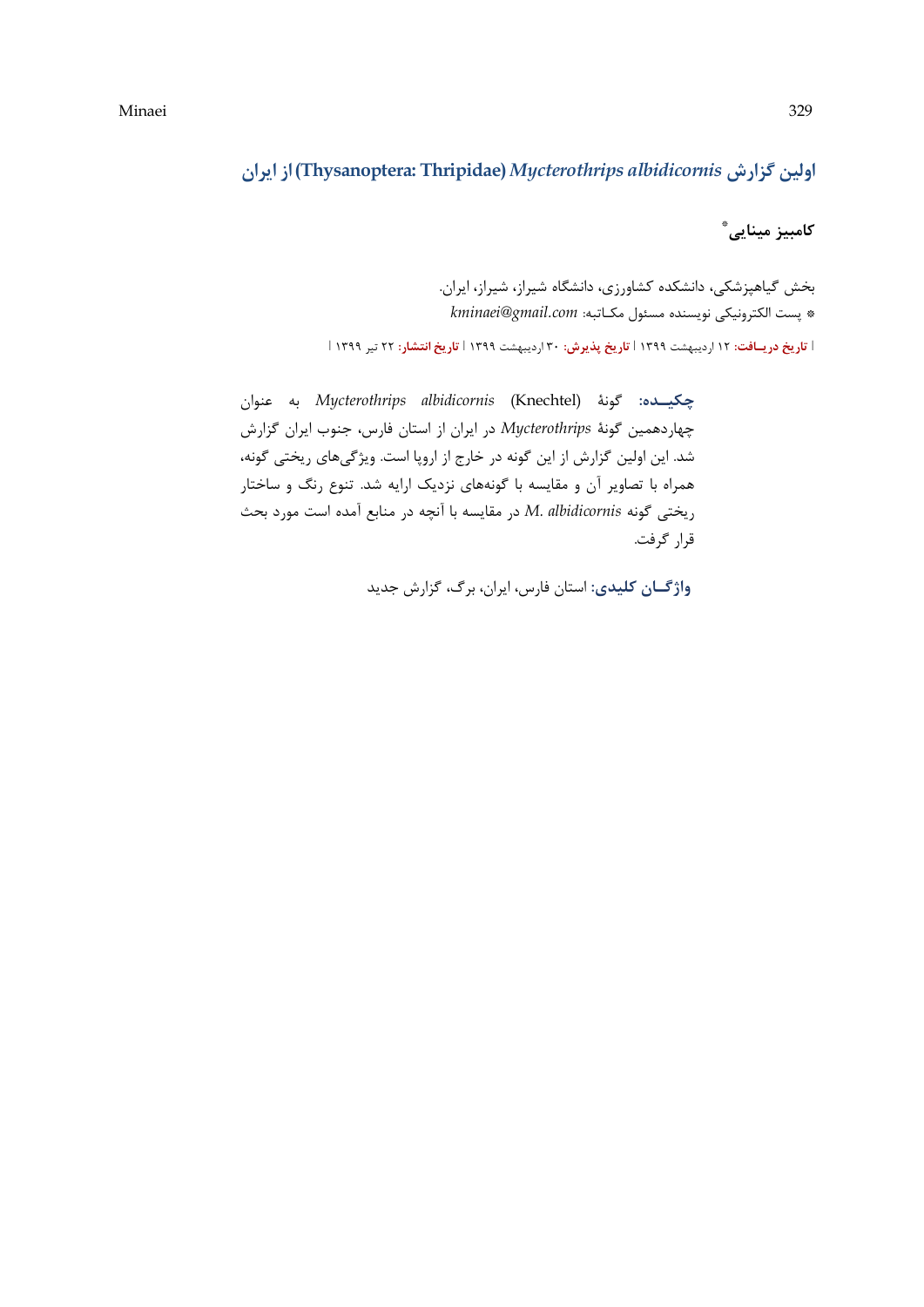## اولین گزارش *Mycterothrips albidicornis* (Thysanoptera: Thripidae) از ایران

**کامبیز مینایی***

بخش گیاهپزشکی، دانشکده کشاورزی، دانشگاه شیراز، شیراز، ایران.

* پست الکترونیکی نویسنده مسئول مکـاتبه: *kminaei@gmail.com*

| **تاریخ دریـافت:** ۱۲ اردیبهشت ۱۳۹۹ | **تاریخ پذیرش:** ۳۰ اردیبهشت ۱۳۹۹ | **تاریخ انتشار:** ۲۲ تیر ۱۳۹۹ |

**چکیــده:** گونهٔ *Mycterothrips albidicornis* (Knechtel) به عنوان چهاردهمین گونهٔ *Mycterothrips* در ایران از استان فارس، جنوب ایران گزارش شد. این اولین گزارش از این گونه در خارج از اروپا است. ویژگی‌های ریختی گونه، همراه با تصاویر آن و مقایسه با گونه‌های نزدیک ارایه شد. تنوع رنگ و ساختار ریختی گونه *M. albidicornis* در مقایسه با آنچه در منابع آمده است مورد بحث قرار گرفت.

**واژگــان کلیدی:** استان فارس، ایران، برگ، گزارش جدید